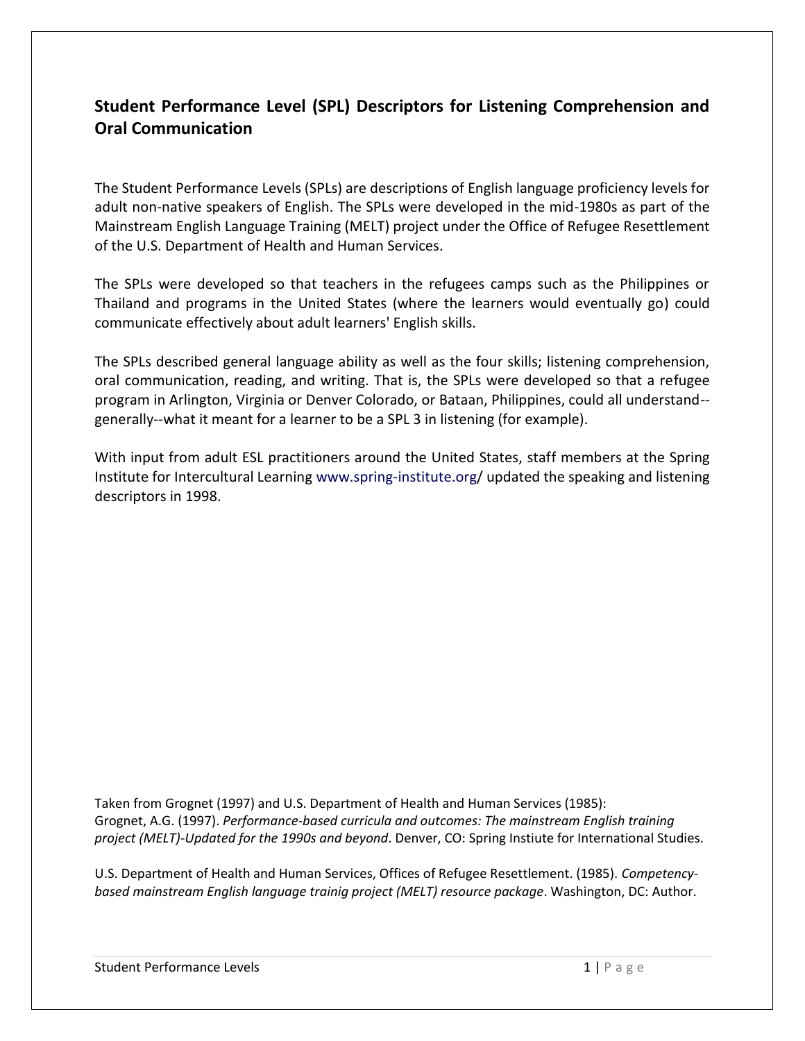## Student Performance Level (SPL) Descriptors for Listening Comprehension and Oral Communication

The Student Performance Levels (SPLs) are descriptions of English language proficiency levels for adult non-native speakers of English. The SPLs were developed in the mid-1980s as part of the Mainstream English Language Training (MELT) project under the Office of Refugee Resettlement of the U.S. Department of Health and Human Services.

The SPLs were developed so that teachers in the refugees camps such as the Philippines or Thailand and programs in the United States (where the learners would eventually go) could communicate effectively about adult learners' English skills.

The SPLs described general language ability as well as the four skills; listening comprehension, oral communication, reading, and writing. That is, the SPLs were developed so that a refugee program in Arlington, Virginia or Denver Colorado, or Bataan, Philippines, could all understand--generally--what it meant for a learner to be a SPL 3 in listening (for example).

With input from adult ESL practitioners around the United States, staff members at the Spring Institute for Intercultural Learning www.spring-institute.org/ updated the speaking and listening descriptors in 1998.

Taken from Grognet (1997) and U.S. Department of Health and Human Services (1985):
Grognet, A.G. (1997). *Performance-based curricula and outcomes: The mainstream English training project (MELT)-Updated for the 1990s and beyond*. Denver, CO: Spring Instiute for International Studies.

U.S. Department of Health and Human Services, Offices of Refugee Resettlement. (1985). *Competency-based mainstream English language trainig project (MELT) resource package*. Washington, DC: Author.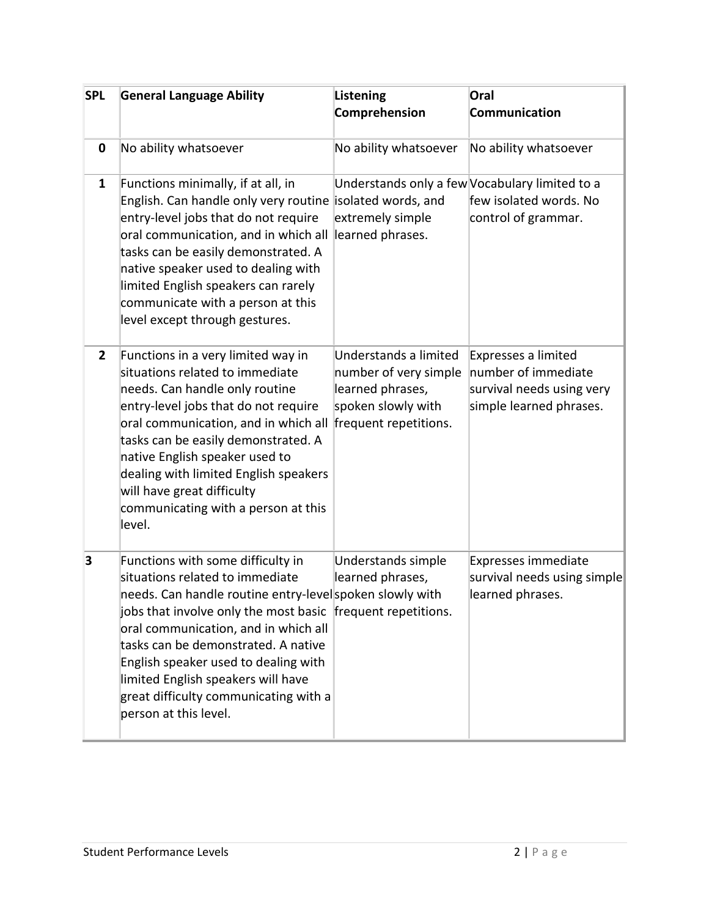| SPL | General Language Ability | Listening Comprehension | Oral Communication |
|---|---|---|---|
| **0** | No ability whatsoever | No ability whatsoever | No ability whatsoever |
| **1** | Functions minimally, if at all, in English. Can handle only very routine entry-level jobs that do not require oral communication, and in which all tasks can be easily demonstrated. A native speaker used to dealing with limited English speakers can rarely communicate with a person at this level except through gestures. | Understands only a few isolated words, and extremely simple learned phrases. | Vocabulary limited to a few isolated words. No control of grammar. |
| **2** | Functions in a very limited way in situations related to immediate needs. Can handle only routine entry-level jobs that do not require oral communication, and in which all tasks can be easily demonstrated. A native English speaker used to dealing with limited English speakers will have great difficulty communicating with a person at this level. | Understands a limited number of very simple learned phrases, spoken slowly with frequent repetitions. | Expresses a limited number of immediate survival needs using very simple learned phrases. |
| **3** | Functions with some difficulty in situations related to immediate needs. Can handle routine entry-level jobs that involve only the most basic oral communication, and in which all tasks can be demonstrated. A native English speaker used to dealing with limited English speakers will have great difficulty communicating with a person at this level. | Understands simple learned phrases, spoken slowly with frequent repetitions. | Expresses immediate survival needs using simple learned phrases. |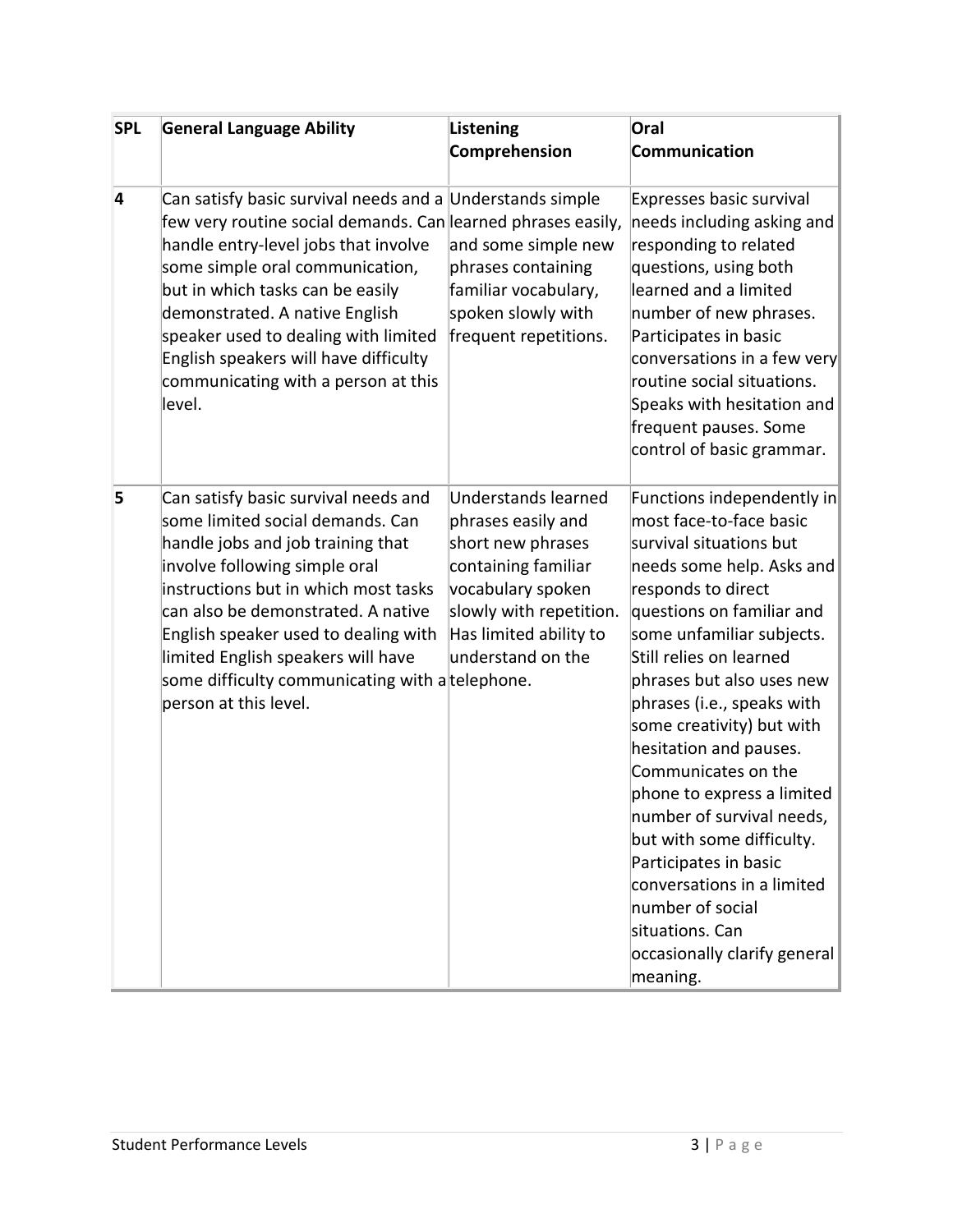| SPL | General Language Ability | Listening Comprehension | Oral Communication |
|---|---|---|---|
| 4 | Can satisfy basic survival needs and a few very routine social demands. Can handle entry-level jobs that involve some simple oral communication, but in which tasks can be easily demonstrated. A native English speaker used to dealing with limited English speakers will have difficulty communicating with a person at this level. | Understands simple learned phrases easily, and some simple new phrases containing familiar vocabulary, spoken slowly with frequent repetitions. | Expresses basic survival needs including asking and responding to related questions, using both learned and a limited number of new phrases. Participates in basic conversations in a few very routine social situations. Speaks with hesitation and frequent pauses. Some control of basic grammar. |
| 5 | Can satisfy basic survival needs and some limited social demands. Can handle jobs and job training that involve following simple oral instructions but in which most tasks can also be demonstrated. A native English speaker used to dealing with limited English speakers will have some difficulty communicating with a person at this level. | Understands learned phrases easily and short new phrases containing familiar vocabulary spoken slowly with repetition. Has limited ability to understand on the telephone. | Functions independently in most face-to-face basic survival situations but needs some help. Asks and responds to direct questions on familiar and some unfamiliar subjects. Still relies on learned phrases but also uses new phrases (i.e., speaks with some creativity) but with hesitation and pauses. Communicates on the phone to express a limited number of survival needs, but with some difficulty. Participates in basic conversations in a limited number of social situations. Can occasionally clarify general meaning. |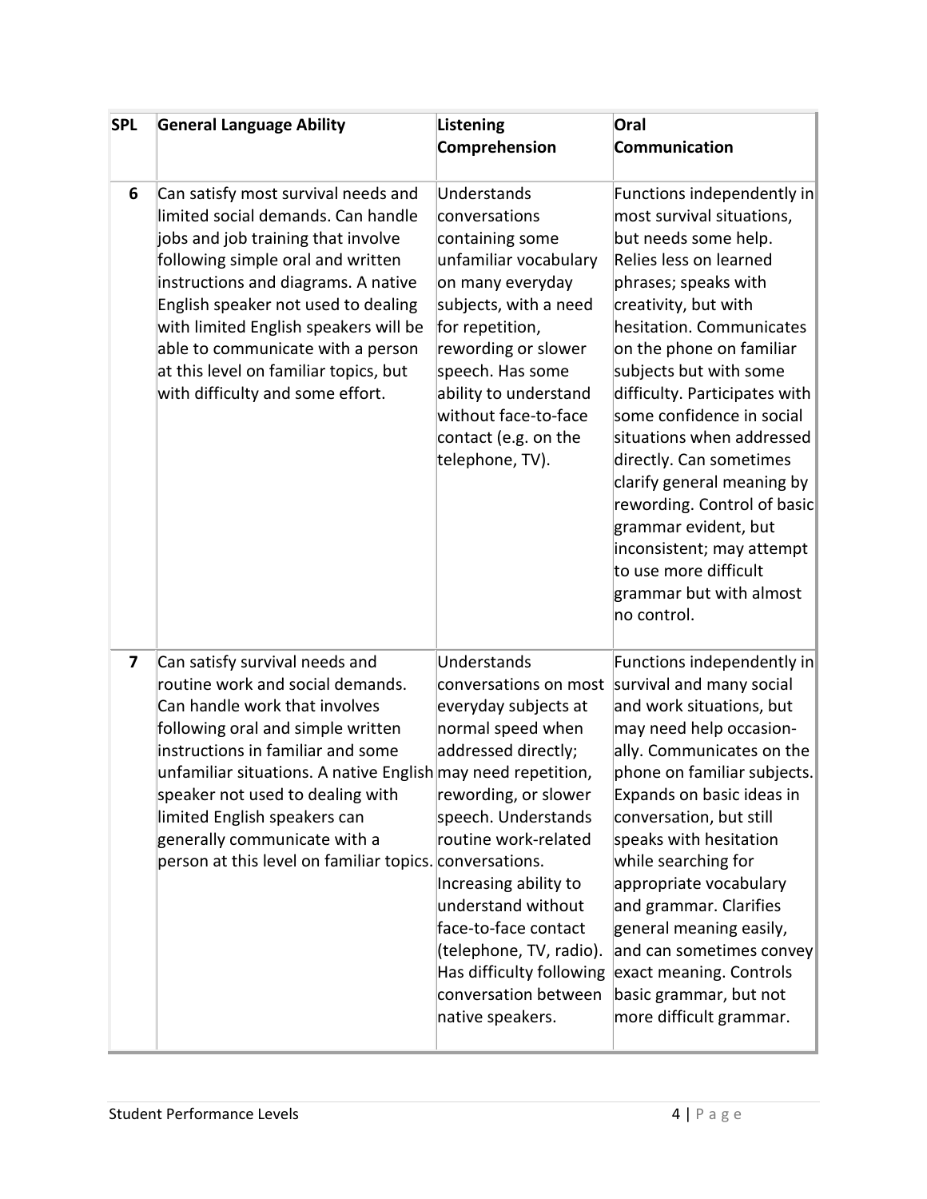| SPL | General Language Ability | Listening Comprehension | Oral Communication |
|---|---|---|---|
| 6 | Can satisfy most survival needs and limited social demands. Can handle jobs and job training that involve following simple oral and written instructions and diagrams. A native English speaker not used to dealing with limited English speakers will be able to communicate with a person at this level on familiar topics, but with difficulty and some effort. | Understands conversations containing some unfamiliar vocabulary on many everyday subjects, with a need for repetition, rewording or slower speech. Has some ability to understand without face-to-face contact (e.g. on the telephone, TV). | Functions independently in most survival situations, but needs some help. Relies less on learned phrases; speaks with creativity, but with hesitation. Communicates on the phone on familiar subjects but with some difficulty. Participates with some confidence in social situations when addressed directly. Can sometimes clarify general meaning by rewording. Control of basic grammar evident, but inconsistent; may attempt to use more difficult grammar but with almost no control. |
| 7 | Can satisfy survival needs and routine work and social demands. Can handle work that involves following oral and simple written instructions in familiar and some unfamiliar situations. A native English speaker not used to dealing with limited English speakers can generally communicate with a person at this level on familiar topics. | Understands conversations on most everyday subjects at normal speed when addressed directly; may need repetition, rewording, or slower speech. Understands routine work-related conversations. Increasing ability to understand without face-to-face contact (telephone, TV, radio). Has difficulty following conversation between native speakers. | Functions independently in survival and many social and work situations, but may need help occasionally. Communicates on the phone on familiar subjects. Expands on basic ideas in conversation, but still speaks with hesitation while searching for appropriate vocabulary and grammar. Clarifies general meaning easily, and can sometimes convey exact meaning. Controls basic grammar, but not more difficult grammar. |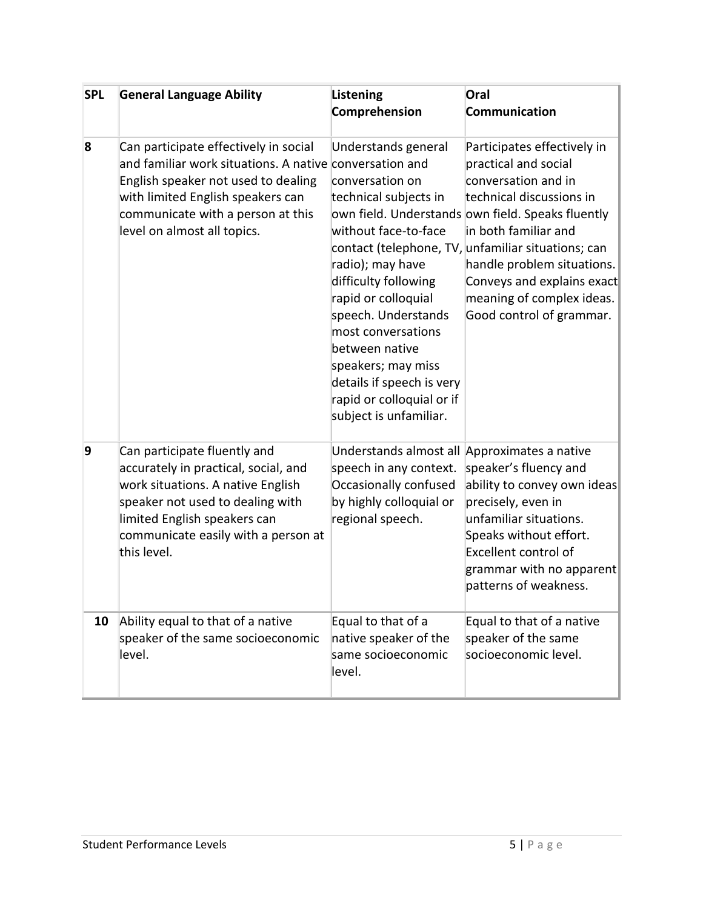| SPL | General Language Ability | Listening Comprehension | Oral Communication |
|---|---|---|---|
| 8 | Can participate effectively in social and familiar work situations. A native English speaker not used to dealing with limited English speakers can communicate with a person at this level on almost all topics. | Understands general conversation and conversation on technical subjects in own field. Understands without face-to-face contact (telephone, TV, radio); may have difficulty following rapid or colloquial speech. Understands most conversations between native speakers; may miss details if speech is very rapid or colloquial or if subject is unfamiliar. | Participates effectively in practical and social conversation and in technical discussions in own field. Speaks fluently in both familiar and unfamiliar situations; can handle problem situations. Conveys and explains exact meaning of complex ideas. Good control of grammar. |
| 9 | Can participate fluently and accurately in practical, social, and work situations. A native English speaker not used to dealing with limited English speakers can communicate easily with a person at this level. | Understands almost all speech in any context. Occasionally confused by highly colloquial or regional speech. | Approximates a native speaker's fluency and ability to convey own ideas precisely, even in unfamiliar situations. Speaks without effort. Excellent control of grammar with no apparent patterns of weakness. |
| 10 | Ability equal to that of a native speaker of the same socioeconomic level. | Equal to that of a native speaker of the same socioeconomic level. | Equal to that of a native speaker of the same socioeconomic level. |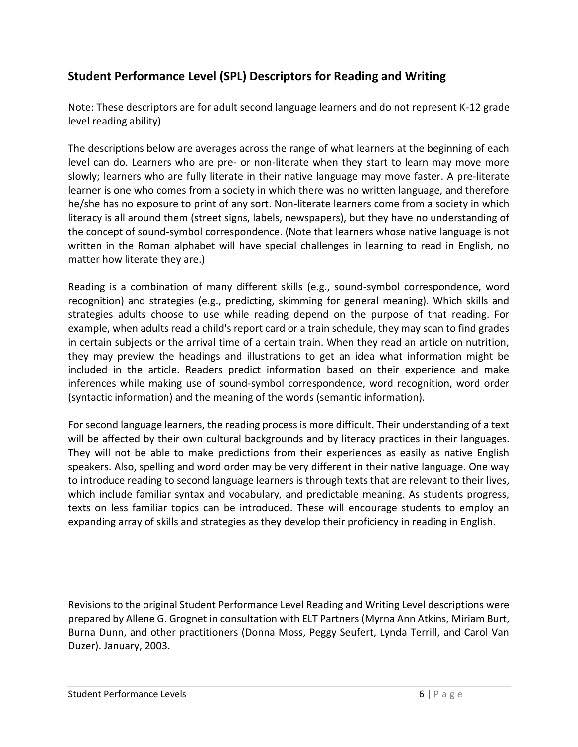## Student Performance Level (SPL) Descriptors for Reading and Writing

Note: These descriptors are for adult second language learners and do not represent K-12 grade level reading ability)

The descriptions below are averages across the range of what learners at the beginning of each level can do. Learners who are pre- or non-literate when they start to learn may move more slowly; learners who are fully literate in their native language may move faster. A pre-literate learner is one who comes from a society in which there was no written language, and therefore he/she has no exposure to print of any sort. Non-literate learners come from a society in which literacy is all around them (street signs, labels, newspapers), but they have no understanding of the concept of sound-symbol correspondence. (Note that learners whose native language is not written in the Roman alphabet will have special challenges in learning to read in English, no matter how literate they are.)

Reading is a combination of many different skills (e.g., sound-symbol correspondence, word recognition) and strategies (e.g., predicting, skimming for general meaning). Which skills and strategies adults choose to use while reading depend on the purpose of that reading. For example, when adults read a child's report card or a train schedule, they may scan to find grades in certain subjects or the arrival time of a certain train. When they read an article on nutrition, they may preview the headings and illustrations to get an idea what information might be included in the article. Readers predict information based on their experience and make inferences while making use of sound-symbol correspondence, word recognition, word order (syntactic information) and the meaning of the words (semantic information).

For second language learners, the reading process is more difficult. Their understanding of a text will be affected by their own cultural backgrounds and by literacy practices in their languages. They will not be able to make predictions from their experiences as easily as native English speakers. Also, spelling and word order may be very different in their native language. One way to introduce reading to second language learners is through texts that are relevant to their lives, which include familiar syntax and vocabulary, and predictable meaning. As students progress, texts on less familiar topics can be introduced. These will encourage students to employ an expanding array of skills and strategies as they develop their proficiency in reading in English.

Revisions to the original Student Performance Level Reading and Writing Level descriptions were prepared by Allene G. Grognet in consultation with ELT Partners (Myrna Ann Atkins, Miriam Burt, Burna Dunn, and other practitioners (Donna Moss, Peggy Seufert, Lynda Terrill, and Carol Van Duzer). January, 2003.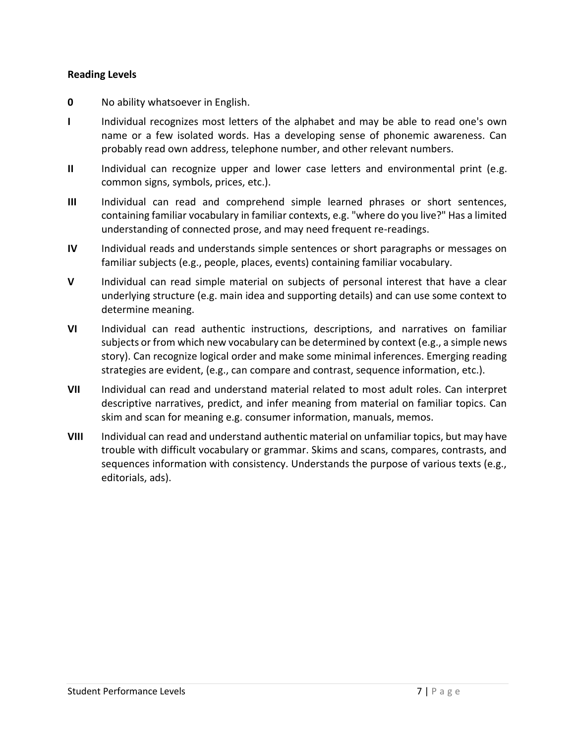**Reading Levels**

**0** No ability whatsoever in English.

**I** Individual recognizes most letters of the alphabet and may be able to read one's own name or a few isolated words. Has a developing sense of phonemic awareness. Can probably read own address, telephone number, and other relevant numbers.

**II** Individual can recognize upper and lower case letters and environmental print (e.g. common signs, symbols, prices, etc.).

**III** Individual can read and comprehend simple learned phrases or short sentences, containing familiar vocabulary in familiar contexts, e.g. "where do you live?" Has a limited understanding of connected prose, and may need frequent re-readings.

**IV** Individual reads and understands simple sentences or short paragraphs or messages on familiar subjects (e.g., people, places, events) containing familiar vocabulary.

**V** Individual can read simple material on subjects of personal interest that have a clear underlying structure (e.g. main idea and supporting details) and can use some context to determine meaning.

**VI** Individual can read authentic instructions, descriptions, and narratives on familiar subjects or from which new vocabulary can be determined by context (e.g., a simple news story). Can recognize logical order and make some minimal inferences. Emerging reading strategies are evident, (e.g., can compare and contrast, sequence information, etc.).

**VII** Individual can read and understand material related to most adult roles. Can interpret descriptive narratives, predict, and infer meaning from material on familiar topics. Can skim and scan for meaning e.g. consumer information, manuals, memos.

**VIII** Individual can read and understand authentic material on unfamiliar topics, but may have trouble with difficult vocabulary or grammar. Skims and scans, compares, contrasts, and sequences information with consistency. Understands the purpose of various texts (e.g., editorials, ads).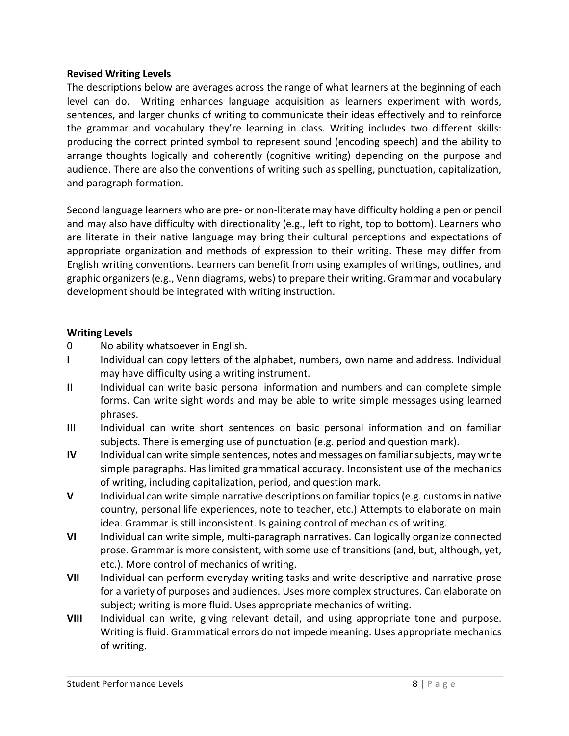**Revised Writing Levels**

The descriptions below are averages across the range of what learners at the beginning of each level can do. Writing enhances language acquisition as learners experiment with words, sentences, and larger chunks of writing to communicate their ideas effectively and to reinforce the grammar and vocabulary they're learning in class. Writing includes two different skills: producing the correct printed symbol to represent sound (encoding speech) and the ability to arrange thoughts logically and coherently (cognitive writing) depending on the purpose and audience. There are also the conventions of writing such as spelling, punctuation, capitalization, and paragraph formation.

Second language learners who are pre- or non-literate may have difficulty holding a pen or pencil and may also have difficulty with directionality (e.g., left to right, top to bottom). Learners who are literate in their native language may bring their cultural perceptions and expectations of appropriate organization and methods of expression to their writing. These may differ from English writing conventions. Learners can benefit from using examples of writings, outlines, and graphic organizers (e.g., Venn diagrams, webs) to prepare their writing. Grammar and vocabulary development should be integrated with writing instruction.

**Writing Levels**

0 No ability whatsoever in English.

**I** Individual can copy letters of the alphabet, numbers, own name and address. Individual may have difficulty using a writing instrument.

**II** Individual can write basic personal information and numbers and can complete simple forms. Can write sight words and may be able to write simple messages using learned phrases.

**III** Individual can write short sentences on basic personal information and on familiar subjects. There is emerging use of punctuation (e.g. period and question mark).

**IV** Individual can write simple sentences, notes and messages on familiar subjects, may write simple paragraphs. Has limited grammatical accuracy. Inconsistent use of the mechanics of writing, including capitalization, period, and question mark.

**V** Individual can write simple narrative descriptions on familiar topics (e.g. customs in native country, personal life experiences, note to teacher, etc.) Attempts to elaborate on main idea. Grammar is still inconsistent. Is gaining control of mechanics of writing.

**VI** Individual can write simple, multi-paragraph narratives. Can logically organize connected prose. Grammar is more consistent, with some use of transitions (and, but, although, yet, etc.). More control of mechanics of writing.

**VII** Individual can perform everyday writing tasks and write descriptive and narrative prose for a variety of purposes and audiences. Uses more complex structures. Can elaborate on subject; writing is more fluid. Uses appropriate mechanics of writing.

**VIII** Individual can write, giving relevant detail, and using appropriate tone and purpose. Writing is fluid. Grammatical errors do not impede meaning. Uses appropriate mechanics of writing.